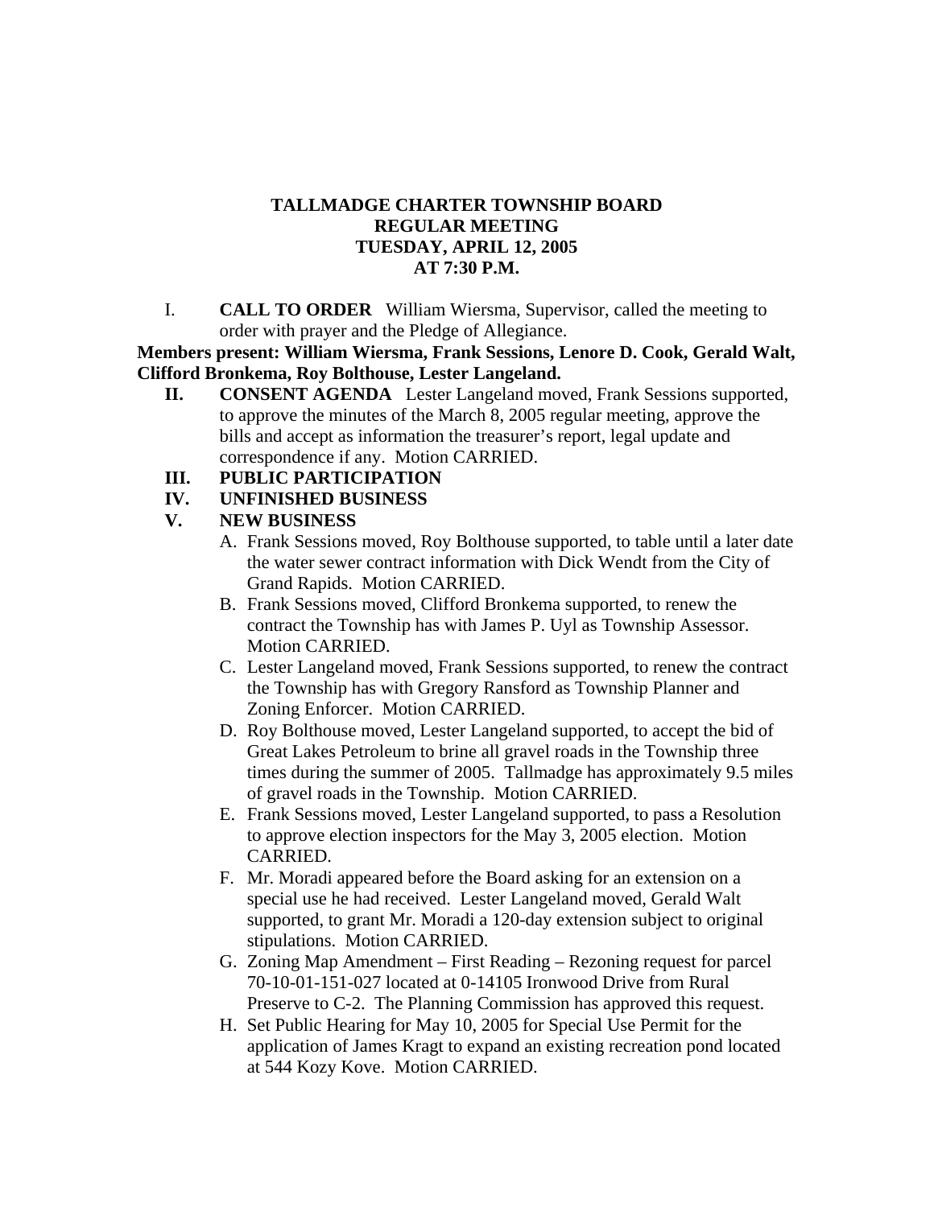# TALLMADGE CHARTER TOWNSHIP BOARD
# REGULAR MEETING
# TUESDAY, APRIL 12, 2005
# AT 7:30 P.M.

I. **CALL TO ORDER** William Wiersma, Supervisor, called the meeting to order with prayer and the Pledge of Allegiance.

**Members present: William Wiersma, Frank Sessions, Lenore D. Cook, Gerald Walt, Clifford Bronkema, Roy Bolthouse, Lester Langeland.**

**II. CONSENT AGENDA** Lester Langeland moved, Frank Sessions supported, to approve the minutes of the March 8, 2005 regular meeting, approve the bills and accept as information the treasurer's report, legal update and correspondence if any. Motion CARRIED.

**III. PUBLIC PARTICIPATION**

**IV. UNFINISHED BUSINESS**

**V. NEW BUSINESS**

A. Frank Sessions moved, Roy Bolthouse supported, to table until a later date the water sewer contract information with Dick Wendt from the City of Grand Rapids. Motion CARRIED.

B. Frank Sessions moved, Clifford Bronkema supported, to renew the contract the Township has with James P. Uyl as Township Assessor. Motion CARRIED.

C. Lester Langeland moved, Frank Sessions supported, to renew the contract the Township has with Gregory Ransford as Township Planner and Zoning Enforcer. Motion CARRIED.

D. Roy Bolthouse moved, Lester Langeland supported, to accept the bid of Great Lakes Petroleum to brine all gravel roads in the Township three times during the summer of 2005. Tallmadge has approximately 9.5 miles of gravel roads in the Township. Motion CARRIED.

E. Frank Sessions moved, Lester Langeland supported, to pass a Resolution to approve election inspectors for the May 3, 2005 election. Motion CARRIED.

F. Mr. Moradi appeared before the Board asking for an extension on a special use he had received. Lester Langeland moved, Gerald Walt supported, to grant Mr. Moradi a 120-day extension subject to original stipulations. Motion CARRIED.

G. Zoning Map Amendment – First Reading – Rezoning request for parcel 70-10-01-151-027 located at 0-14105 Ironwood Drive from Rural Preserve to C-2. The Planning Commission has approved this request.

H. Set Public Hearing for May 10, 2005 for Special Use Permit for the application of James Kragt to expand an existing recreation pond located at 544 Kozy Kove. Motion CARRIED.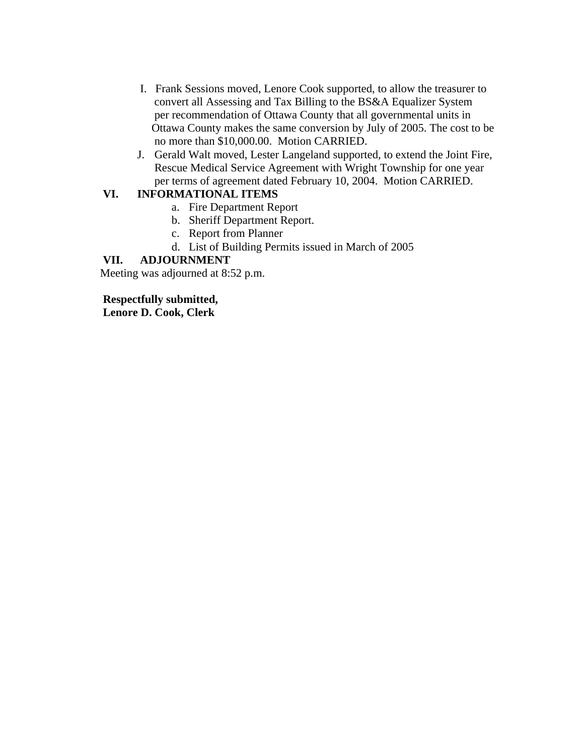I. Frank Sessions moved, Lenore Cook supported, to allow the treasurer to convert all Assessing and Tax Billing to the BS&A Equalizer System per recommendation of Ottawa County that all governmental units in Ottawa County makes the same conversion by July of 2005. The cost to be no more than $10,000.00. Motion CARRIED.

J. Gerald Walt moved, Lester Langeland supported, to extend the Joint Fire, Rescue Medical Service Agreement with Wright Township for one year per terms of agreement dated February 10, 2004. Motion CARRIED.

**VI. INFORMATIONAL ITEMS**

a. Fire Department Report
b. Sheriff Department Report.
c. Report from Planner
d. List of Building Permits issued in March of 2005

**VII. ADJOURNMENT**

Meeting was adjourned at 8:52 p.m.

**Respectfully submitted,**
**Lenore D. Cook, Clerk**